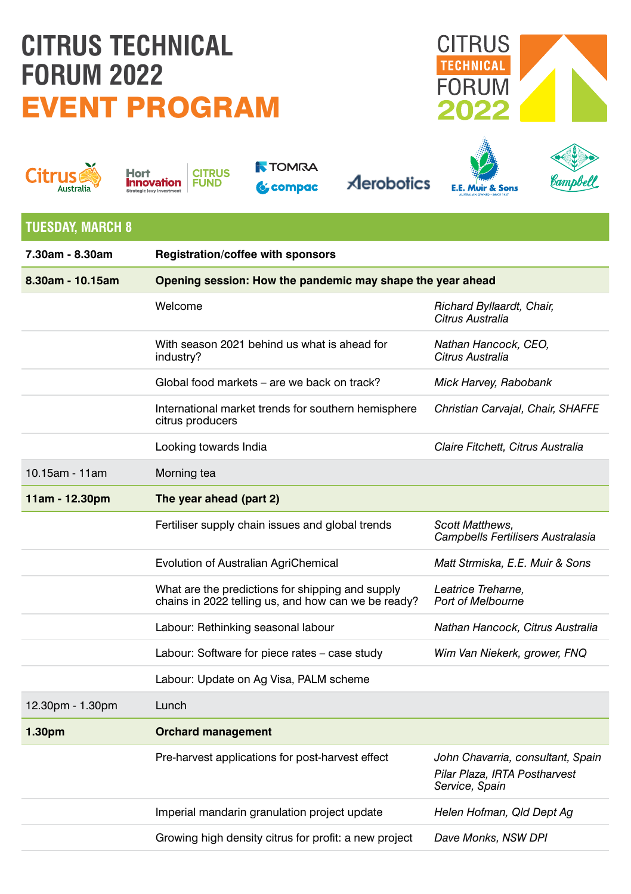# CITRUS TECHNICAL FORUM 2022

# EVENT PROGRAM

## TUESDAY, MARCH 8

| Time | Session | Speaker |
|---|---|---|
| **7.30am - 8.30am** | **Registration/coffee with sponsors** | |
| **8.30am - 10.15am** | **Opening session: How the pandemic may shape the year ahead** | |
| | Welcome | *Richard Byllaardt, Chair, Citrus Australia* |
| | With season 2021 behind us what is ahead for industry? | *Nathan Hancock, CEO, Citrus Australia* |
| | Global food markets – are we back on track? | *Mick Harvey, Rabobank* |
| | International market trends for southern hemisphere citrus producers | *Christian Carvajal, Chair, SHAFFE* |
| | Looking towards India | *Claire Fitchett, Citrus Australia* |
| 10.15am - 11am | Morning tea | |
| **11am - 12.30pm** | **The year ahead (part 2)** | |
| | Fertiliser supply chain issues and global trends | *Scott Matthews, Campbells Fertilisers Australasia* |
| | Evolution of Australian AgriChemical | *Matt Strmiska, E.E. Muir & Sons* |
| | What are the predictions for shipping and supply chains in 2022 telling us, and how can we be ready? | *Leatrice Treharne, Port of Melbourne* |
| | Labour: Rethinking seasonal labour | *Nathan Hancock, Citrus Australia* |
| | Labour: Software for piece rates – case study | *Wim Van Niekerk, grower, FNQ* |
| | Labour: Update on Ag Visa, PALM scheme | |
| 12.30pm - 1.30pm | Lunch | |
| **1.30pm** | **Orchard management** | |
| | Pre-harvest applications for post-harvest effect | *John Chavarria, consultant, Spain*<br>*Pilar Plaza, IRTA Postharvest Service, Spain* |
| | Imperial mandarin granulation project update | *Helen Hofman, Qld Dept Ag* |
| | Growing high density citrus for profit: a new project | *Dave Monks, NSW DPI* |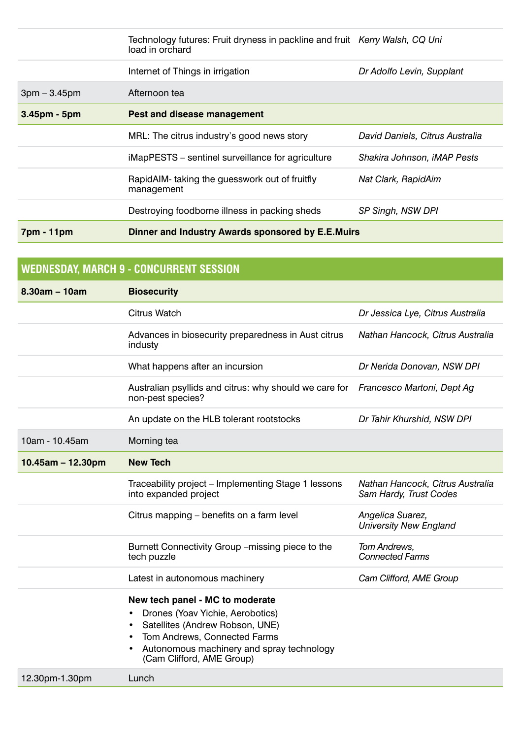| | | |
|---|---|---|
| | Technology futures: Fruit dryness in packline and fruit load in orchard | *Kerry Walsh, CQ Uni* |
| | Internet of Things in irrigation | *Dr Adolfo Levin, Supplant* |
| 3pm – 3.45pm | Afternoon tea | |
| **3.45pm - 5pm** | **Pest and disease management** | |
| | MRL: The citrus industry's good news story | *David Daniels, Citrus Australia* |
| | iMapPESTS – sentinel surveillance for agriculture | *Shakira Johnson, iMAP Pests* |
| | RapidAIM- taking the guesswork out of fruitfly management | *Nat Clark, RapidAim* |
| | Destroying foodborne illness in packing sheds | *SP Singh, NSW DPI* |
| **7pm - 11pm** | **Dinner and Industry Awards sponsored by E.E.Muirs** | |

## WEDNESDAY, MARCH 9 - CONCURRENT SESSION

| | | |
|---|---|---|
| **8.30am – 10am** | **Biosecurity** | |
| | Citrus Watch | *Dr Jessica Lye, Citrus Australia* |
| | Advances in biosecurity preparedness in Aust citrus industy | *Nathan Hancock, Citrus Australia* |
| | What happens after an incursion | *Dr Nerida Donovan, NSW DPI* |
| | Australian psyllids and citrus: why should we care for non-pest species? | *Francesco Martoni, Dept Ag* |
| | An update on the HLB tolerant rootstocks | *Dr Tahir Khurshid, NSW DPI* |
| 10am - 10.45am | Morning tea | |
| **10.45am – 12.30pm** | **New Tech** | |
| | Traceability project – Implementing Stage 1 lessons into expanded project | *Nathan Hancock, Citrus Australia* *Sam Hardy, Trust Codes* |
| | Citrus mapping – benefits on a farm level | *Angelica Suarez, University New England* |
| | Burnett Connectivity Group –missing piece to the tech puzzle | *Tom Andrews, Connected Farms* |
| | Latest in autonomous machinery | *Cam Clifford, AME Group* |
| | **New tech panel - MC to moderate** <br>• Drones (Yoav Yichie, Aerobotics) <br>• Satellites (Andrew Robson, UNE) <br>• Tom Andrews, Connected Farms <br>• Autonomous machinery and spray technology (Cam Clifford, AME Group) | |
| 12.30pm-1.30pm | Lunch | |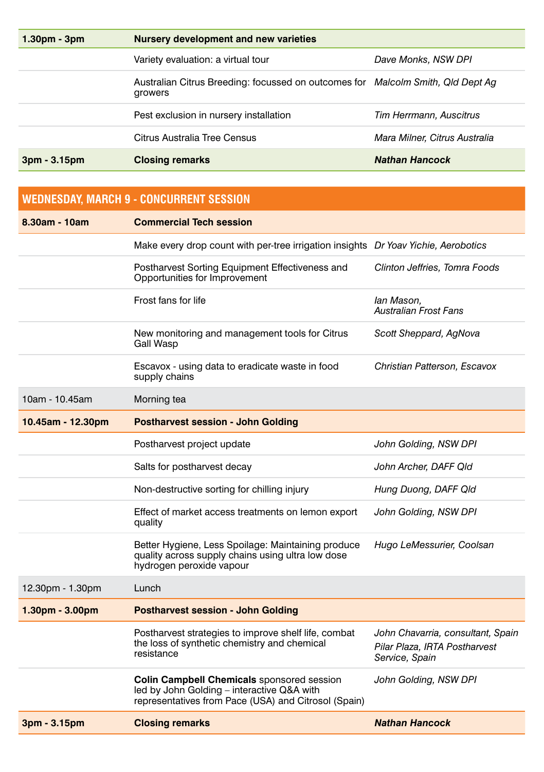| | | |
|---|---|---|
| **1.30pm - 3pm** | **Nursery development and new varieties** | |
| | Variety evaluation: a virtual tour | *Dave Monks, NSW DPI* |
| | Australian Citrus Breeding: focussed on outcomes for growers | *Malcolm Smith, Qld Dept Ag* |
| | Pest exclusion in nursery installation | *Tim Herrmann, Auscitrus* |
| | Citrus Australia Tree Census | *Mara Milner, Citrus Australia* |
| **3pm - 3.15pm** | **Closing remarks** | ***Nathan Hancock*** |

## WEDNESDAY, MARCH 9 - CONCURRENT SESSION

| | | |
|---|---|---|
| **8.30am - 10am** | **Commercial Tech session** | |
| | Make every drop count with per-tree irrigation insights | *Dr Yoav Yichie, Aerobotics* |
| | Postharvest Sorting Equipment Effectiveness and Opportunities for Improvement | *Clinton Jeffries, Tomra Foods* |
| | Frost fans for life | *Ian Mason, Australian Frost Fans* |
| | New monitoring and management tools for Citrus Gall Wasp | *Scott Sheppard, AgNova* |
| | Escavox - using data to eradicate waste in food supply chains | *Christian Patterson, Escavox* |
| 10am - 10.45am | Morning tea | |
| **10.45am - 12.30pm** | **Postharvest session - John Golding** | |
| | Postharvest project update | *John Golding, NSW DPI* |
| | Salts for postharvest decay | *John Archer, DAFF Qld* |
| | Non-destructive sorting for chilling injury | *Hung Duong, DAFF Qld* |
| | Effect of market access treatments on lemon export quality | *John Golding, NSW DPI* |
| | Better Hygiene, Less Spoilage: Maintaining produce quality across supply chains using ultra low dose hydrogen peroxide vapour | *Hugo LeMessurier, Coolsan* |
| 12.30pm - 1.30pm | Lunch | |
| **1.30pm - 3.00pm** | **Postharvest session - John Golding** | |
| | Postharvest strategies to improve shelf life, combat the loss of synthetic chemistry and chemical resistance | *John Chavarria, consultant, Spain*<br>*Pilar Plaza, IRTA Postharvest Service, Spain* |
| | **Colin Campbell Chemicals** sponsored session led by John Golding – interactive Q&A with representatives from Pace (USA) and Citrosol (Spain) | *John Golding, NSW DPI* |
| **3pm - 3.15pm** | **Closing remarks** | ***Nathan Hancock*** |